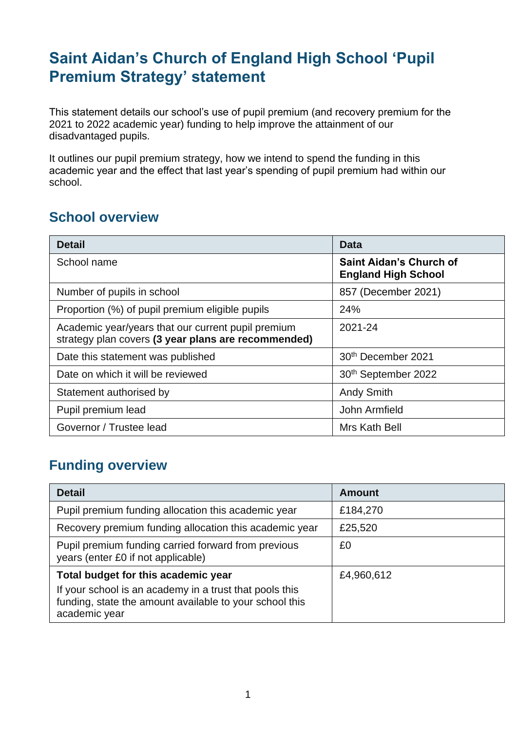# Saint Aidan's Church of England High School 'Pupil Premium Strategy' statement

This statement details our school's use of pupil premium (and recovery premium for the 2021 to 2022 academic year) funding to help improve the attainment of our disadvantaged pupils.

It outlines our pupil premium strategy, how we intend to spend the funding in this academic year and the effect that last year's spending of pupil premium had within our school.

## School overview

| Detail | Data |
| --- | --- |
| School name | **Saint Aidan's Church of England High School** |
| Number of pupils in school | 857 (December 2021) |
| Proportion (%) of pupil premium eligible pupils | 24% |
| Academic year/years that our current pupil premium strategy plan covers **(3 year plans are recommended)** | 2021-24 |
| Date this statement was published | 30th December 2021 |
| Date on which it will be reviewed | 30th September 2022 |
| Statement authorised by | Andy Smith |
| Pupil premium lead | John Armfield |
| Governor / Trustee lead | Mrs Kath Bell |

## Funding overview

| Detail | Amount |
| --- | --- |
| Pupil premium funding allocation this academic year | £184,270 |
| Recovery premium funding allocation this academic year | £25,520 |
| Pupil premium funding carried forward from previous years (enter £0 if not applicable) | £0 |
| **Total budget for this academic year**<br>If your school is an academy in a trust that pools this funding, state the amount available to your school this academic year | £4,960,612 |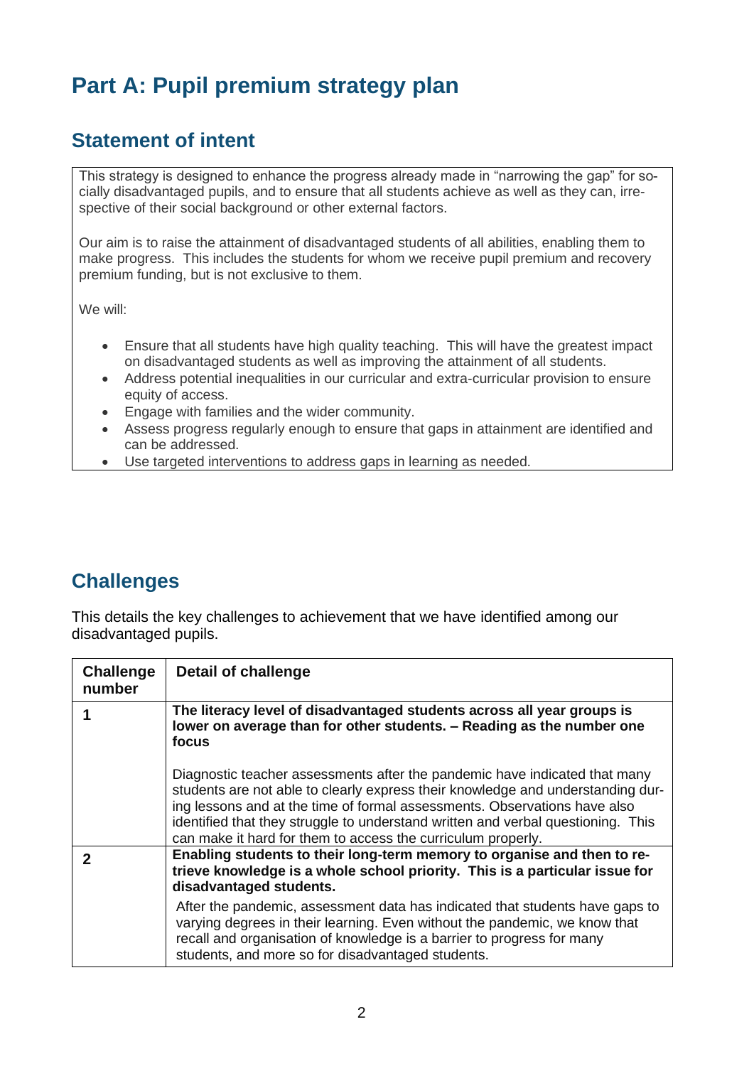# Part A: Pupil premium strategy plan

## Statement of intent

This strategy is designed to enhance the progress already made in "narrowing the gap" for socially disadvantaged pupils, and to ensure that all students achieve as well as they can, irrespective of their social background or other external factors.

Our aim is to raise the attainment of disadvantaged students of all abilities, enabling them to make progress. This includes the students for whom we receive pupil premium and recovery premium funding, but is not exclusive to them.

We will:

- Ensure that all students have high quality teaching. This will have the greatest impact on disadvantaged students as well as improving the attainment of all students.
- Address potential inequalities in our curricular and extra-curricular provision to ensure equity of access.
- Engage with families and the wider community.
- Assess progress regularly enough to ensure that gaps in attainment are identified and can be addressed.
- Use targeted interventions to address gaps in learning as needed.

## Challenges

This details the key challenges to achievement that we have identified among our disadvantaged pupils.

| Challenge number | Detail of challenge |
|---|---|
| **1** | **The literacy level of disadvantaged students across all year groups is lower on average than for other students. – Reading as the number one focus**<br><br>Diagnostic teacher assessments after the pandemic have indicated that many students are not able to clearly express their knowledge and understanding during lessons and at the time of formal assessments. Observations have also identified that they struggle to understand written and verbal questioning. This can make it hard for them to access the curriculum properly. |
| **2** | **Enabling students to their long-term memory to organise and then to retrieve knowledge is a whole school priority. This is a particular issue for disadvantaged students.**<br><br>After the pandemic, assessment data has indicated that students have gaps to varying degrees in their learning. Even without the pandemic, we know that recall and organisation of knowledge is a barrier to progress for many students, and more so for disadvantaged students. |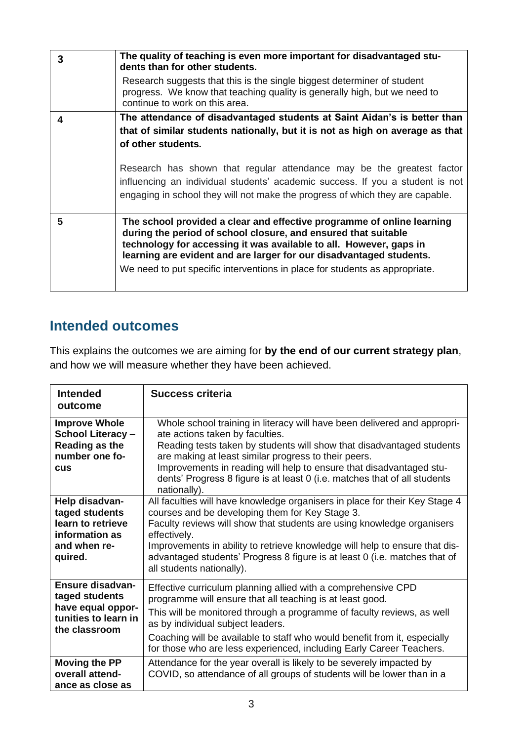| | |
|---|---|
| 3 | **The quality of teaching is even more important for disadvantaged students than for other students.**<br>Research suggests that this is the single biggest determiner of student progress. We know that teaching quality is generally high, but we need to continue to work on this area. |
| 4 | **The attendance of disadvantaged students at Saint Aidan's is better than that of similar students nationally, but it is not as high on average as that of other students.**<br>Research has shown that regular attendance may be the greatest factor influencing an individual students' academic success. If you a student is not engaging in school they will not make the progress of which they are capable. |
| 5 | **The school provided a clear and effective programme of online learning during the period of school closure, and ensured that suitable technology for accessing it was available to all. However, gaps in learning are evident and are larger for our disadvantaged students.**<br>We need to put specific interventions in place for students as appropriate. |

## Intended outcomes

This explains the outcomes we are aiming for **by the end of our current strategy plan**, and how we will measure whether they have been achieved.

| Intended outcome | Success criteria |
|---|---|
| **Improve Whole School Literacy – Reading as the number one focus** | Whole school training in literacy will have been delivered and appropriate actions taken by faculties.<br>Reading tests taken by students will show that disadvantaged students are making at least similar progress to their peers.<br>Improvements in reading will help to ensure that disadvantaged students' Progress 8 figure is at least 0 (i.e. matches that of all students nationally). |
| **Help disadvantaged students learn to retrieve information as and when required.** | All faculties will have knowledge organisers in place for their Key Stage 4 courses and be developing them for Key Stage 3.<br>Faculty reviews will show that students are using knowledge organisers effectively.<br>Improvements in ability to retrieve knowledge will help to ensure that disadvantaged students' Progress 8 figure is at least 0 (i.e. matches that of all students nationally). |
| **Ensure disadvantaged students have equal opportunities to learn in the classroom** | Effective curriculum planning allied with a comprehensive CPD programme will ensure that all teaching is at least good.<br>This will be monitored through a programme of faculty reviews, as well as by individual subject leaders.<br>Coaching will be available to staff who would benefit from it, especially for those who are less experienced, including Early Career Teachers. |
| **Moving the PP overall attendance as close as** | Attendance for the year overall is likely to be severely impacted by COVID, so attendance of all groups of students will be lower than in a |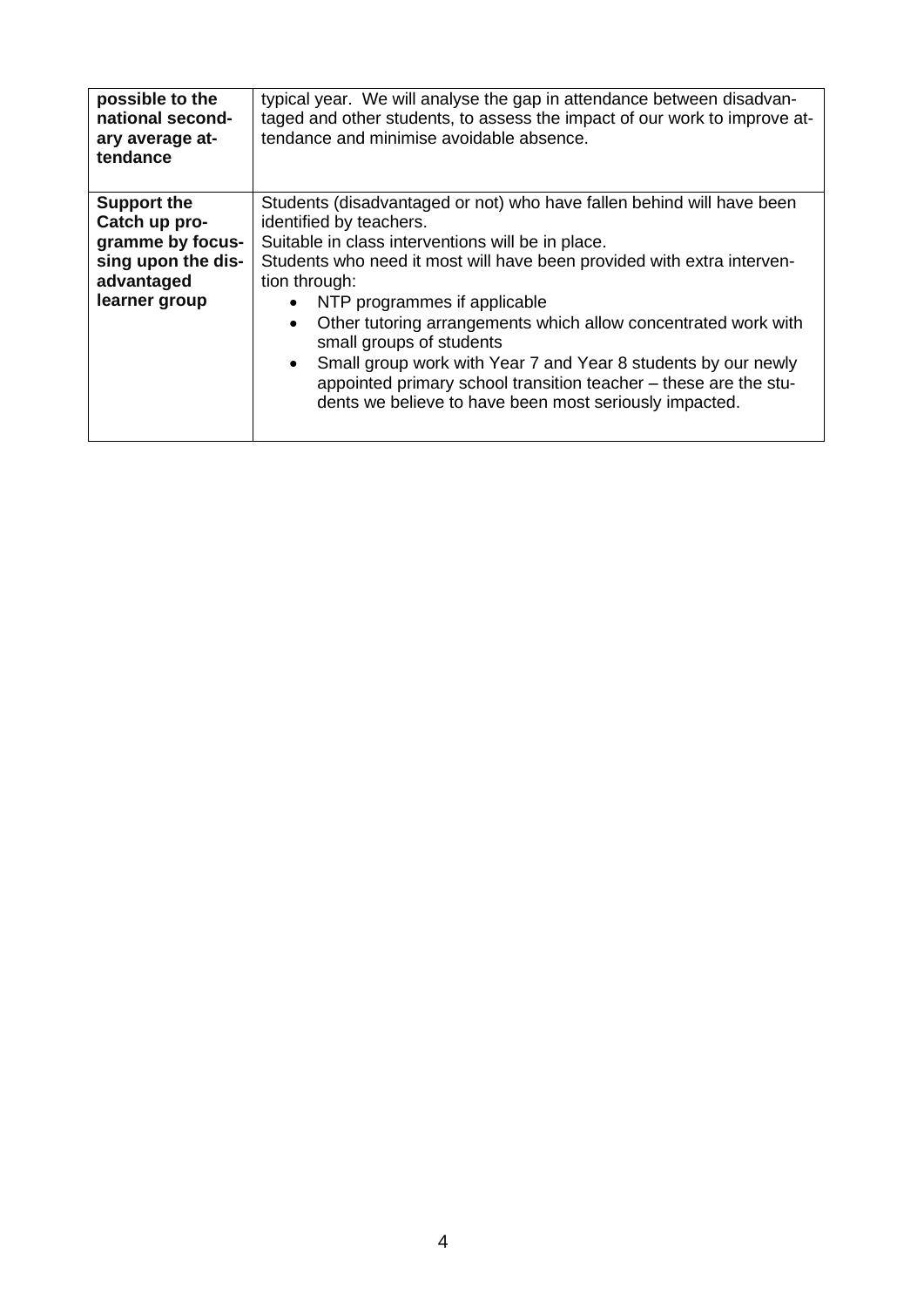| | |
|---|---|
| **possible to the national secondary average attendance** | typical year. We will analyse the gap in attendance between disadvantaged and other students, to assess the impact of our work to improve attendance and minimise avoidable absence. |
| **Support the Catch up programme by focussing upon the disadvantaged learner group** | Students (disadvantaged or not) who have fallen behind will have been identified by teachers.<br>Suitable in class interventions will be in place.<br>Students who need it most will have been provided with extra intervention through:<br>• NTP programmes if applicable<br>• Other tutoring arrangements which allow concentrated work with small groups of students<br>• Small group work with Year 7 and Year 8 students by our newly appointed primary school transition teacher – these are the students we believe to have been most seriously impacted. |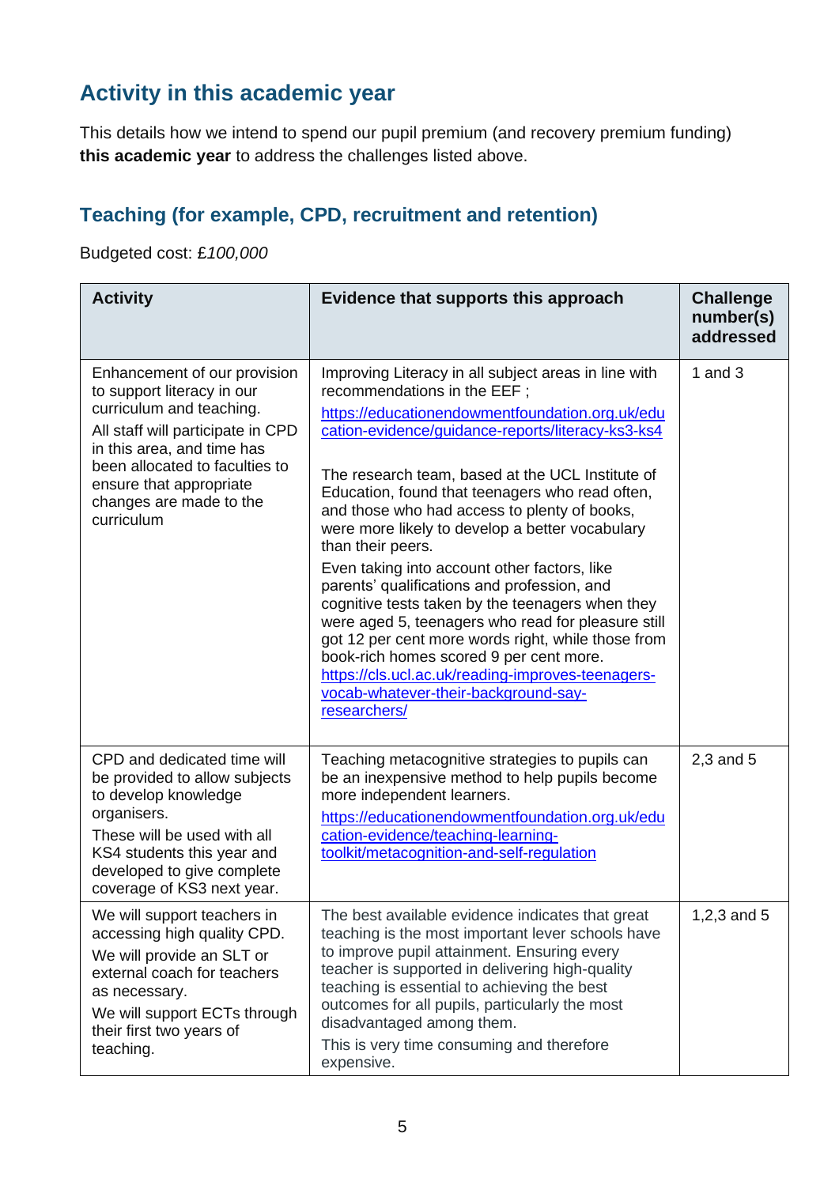## Activity in this academic year

This details how we intend to spend our pupil premium (and recovery premium funding) **this academic year** to address the challenges listed above.

### Teaching (for example, CPD, recruitment and retention)

Budgeted cost: £*100,000*

| Activity | Evidence that supports this approach | Challenge number(s) addressed |
|---|---|---|
| Enhancement of our provision to support literacy in our curriculum and teaching.<br>All staff will participate in CPD in this area, and time has been allocated to faculties to ensure that appropriate changes are made to the curriculum | Improving Literacy in all subject areas in line with recommendations in the EEF ;<br>[https://educationendowmentfoundation.org.uk/education-evidence/guidance-reports/literacy-ks3-ks4](https://educationendowmentfoundation.org.uk/education-evidence/guidance-reports/literacy-ks3-ks4)<br><br>The research team, based at the UCL Institute of Education, found that teenagers who read often, and those who had access to plenty of books, were more likely to develop a better vocabulary than their peers.<br>Even taking into account other factors, like parents' qualifications and profession, and cognitive tests taken by the teenagers when they were aged 5, teenagers who read for pleasure still got 12 per cent more words right, while those from book-rich homes scored 9 per cent more.<br>[https://cls.ucl.ac.uk/reading-improves-teenagers-vocab-whatever-their-background-say-researchers/](https://cls.ucl.ac.uk/reading-improves-teenagers-vocab-whatever-their-background-say-researchers/) | 1 and 3 |
| CPD and dedicated time will be provided to allow subjects to develop knowledge organisers.<br>These will be used with all KS4 students this year and developed to give complete coverage of KS3 next year. | Teaching metacognitive strategies to pupils can be an inexpensive method to help pupils become more independent learners.<br>[https://educationendowmentfoundation.org.uk/education-evidence/teaching-learning-toolkit/metacognition-and-self-regulation](https://educationendowmentfoundation.org.uk/education-evidence/teaching-learning-toolkit/metacognition-and-self-regulation) | 2,3 and 5 |
| We will support teachers in accessing high quality CPD.<br>We will provide an SLT or external coach for teachers as necessary.<br>We will support ECTs through their first two years of teaching. | The best available evidence indicates that great teaching is the most important lever schools have to improve pupil attainment. Ensuring every teacher is supported in delivering high-quality teaching is essential to achieving the best outcomes for all pupils, particularly the most disadvantaged among them.<br>This is very time consuming and therefore expensive. | 1,2,3 and 5 |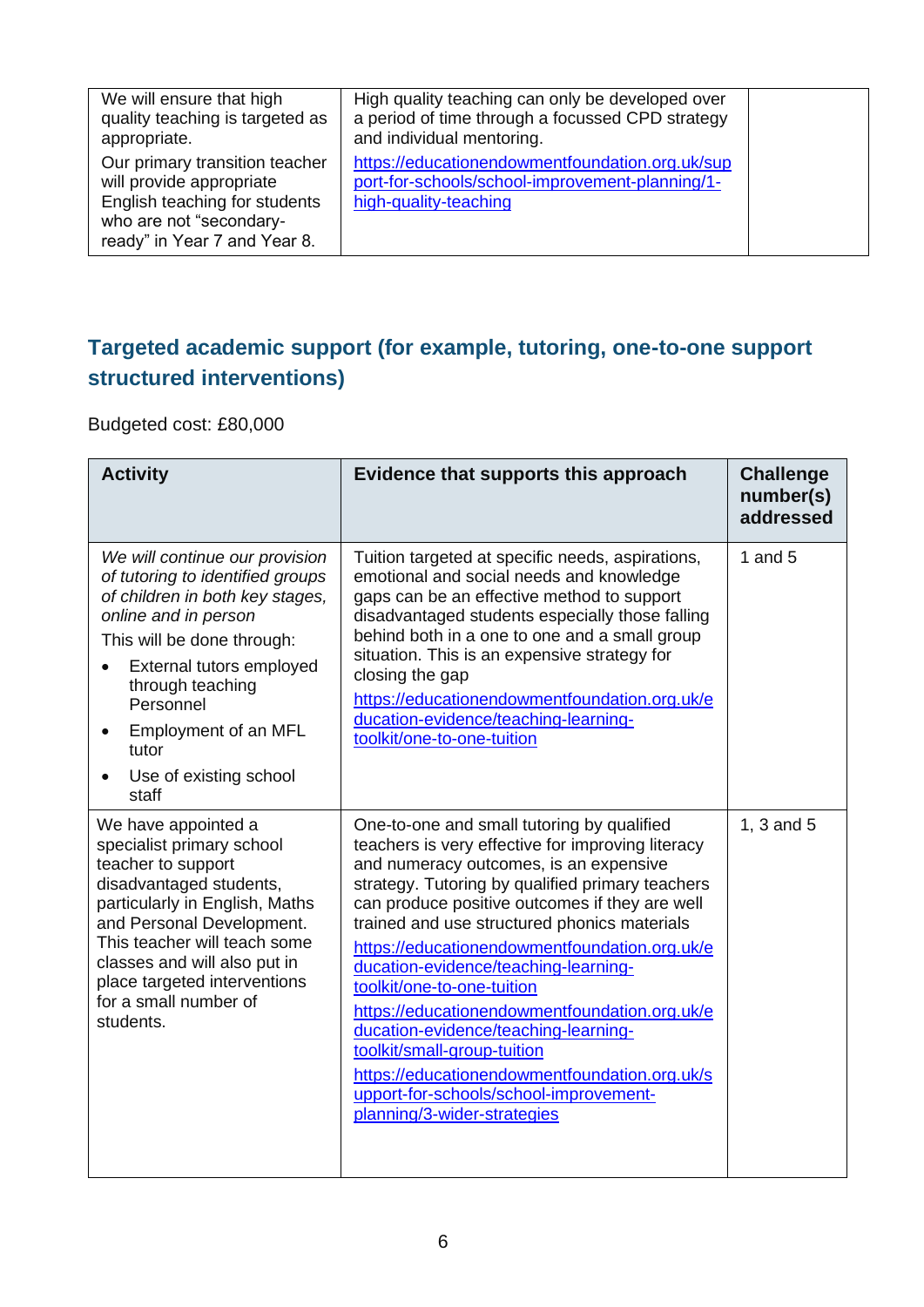| | | |
|---|---|---|
| We will ensure that high quality teaching is targeted as appropriate.<br>Our primary transition teacher will provide appropriate English teaching for students who are not "secondary-ready" in Year 7 and Year 8. | High quality teaching can only be developed over a period of time through a focussed CPD strategy and individual mentoring.<br>https://educationendowmentfoundation.org.uk/support-for-schools/school-improvement-planning/1-high-quality-teaching | |

## Targeted academic support (for example, tutoring, one-to-one support structured interventions)

Budgeted cost: £80,000

| Activity | Evidence that supports this approach | Challenge number(s) addressed |
|---|---|---|
| *We will continue our provision of tutoring to identified groups of children in both key stages, online and in person*<br>This will be done through:<br>• External tutors employed through teaching Personnel<br>• Employment of an MFL tutor<br>• Use of existing school staff | Tuition targeted at specific needs, aspirations, emotional and social needs and knowledge gaps can be an effective method to support disadvantaged students especially those falling behind both in a one to one and a small group situation. This is an expensive strategy for closing the gap<br>https://educationendowmentfoundation.org.uk/education-evidence/teaching-learning-toolkit/one-to-one-tuition | 1 and 5 |
| We have appointed a specialist primary school teacher to support disadvantaged students, particularly in English, Maths and Personal Development. This teacher will teach some classes and will also put in place targeted interventions for a small number of students. | One-to-one and small tutoring by qualified teachers is very effective for improving literacy and numeracy outcomes, is an expensive strategy. Tutoring by qualified primary teachers can produce positive outcomes if they are well trained and use structured phonics materials<br>https://educationendowmentfoundation.org.uk/education-evidence/teaching-learning-toolkit/one-to-one-tuition<br>https://educationendowmentfoundation.org.uk/education-evidence/teaching-learning-toolkit/small-group-tuition<br>https://educationendowmentfoundation.org.uk/support-for-schools/school-improvement-planning/3-wider-strategies | 1, 3 and 5 |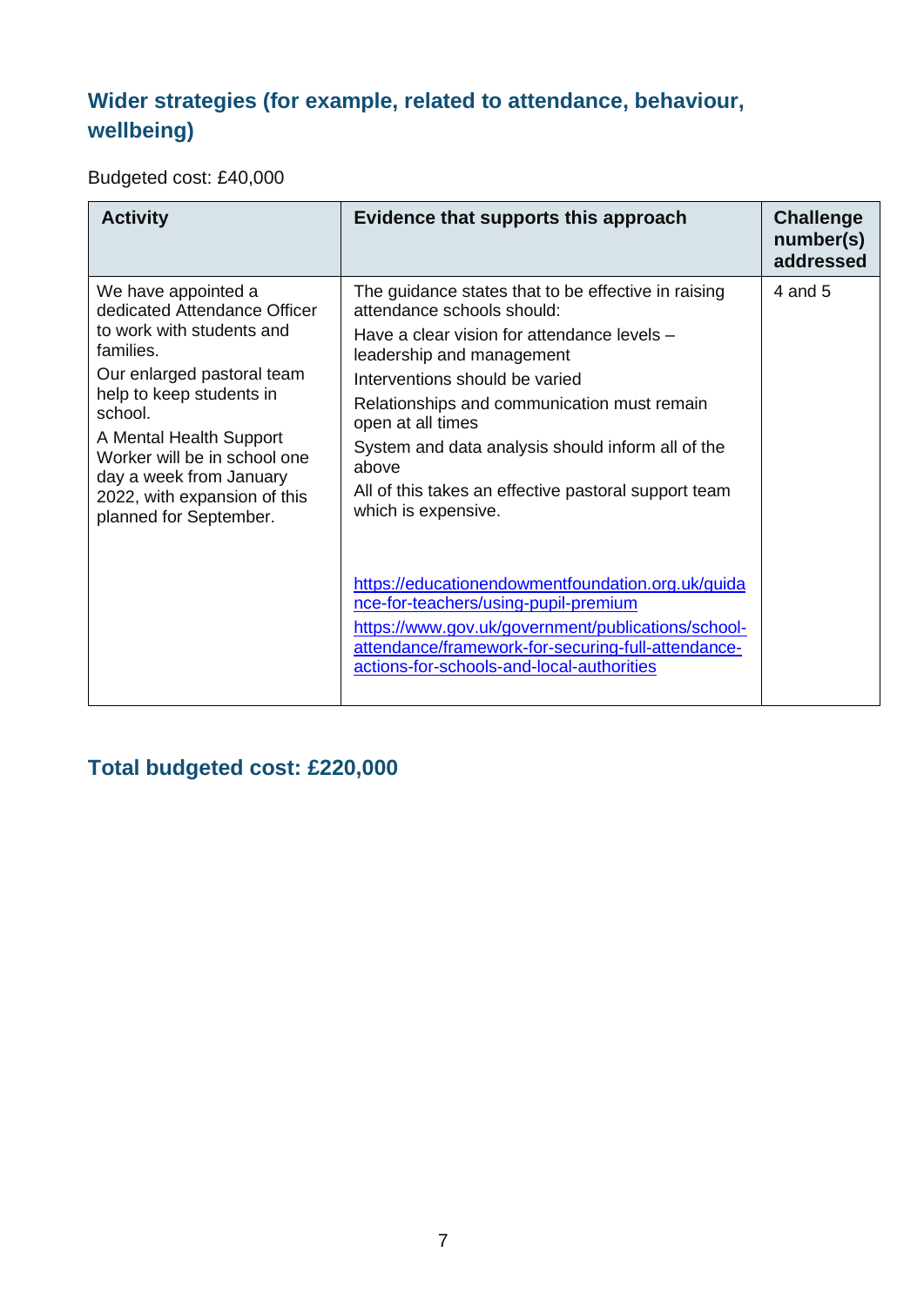## Wider strategies (for example, related to attendance, behaviour, wellbeing)

Budgeted cost: £40,000

| Activity | Evidence that supports this approach | Challenge number(s) addressed |
|---|---|---|
| We have appointed a dedicated Attendance Officer to work with students and families.<br>Our enlarged pastoral team help to keep students in school.<br>A Mental Health Support Worker will be in school one day a week from January 2022, with expansion of this planned for September. | The guidance states that to be effective in raising attendance schools should:<br>Have a clear vision for attendance levels – leadership and management<br>Interventions should be varied<br>Relationships and communication must remain open at all times<br>System and data analysis should inform all of the above<br>All of this takes an effective pastoral support team which is expensive.<br><br>https://educationendowmentfoundation.org.uk/guidance-for-teachers/using-pupil-premium<br>https://www.gov.uk/government/publications/school-attendance/framework-for-securing-full-attendance-actions-for-schools-and-local-authorities | 4 and 5 |

## Total budgeted cost: £220,000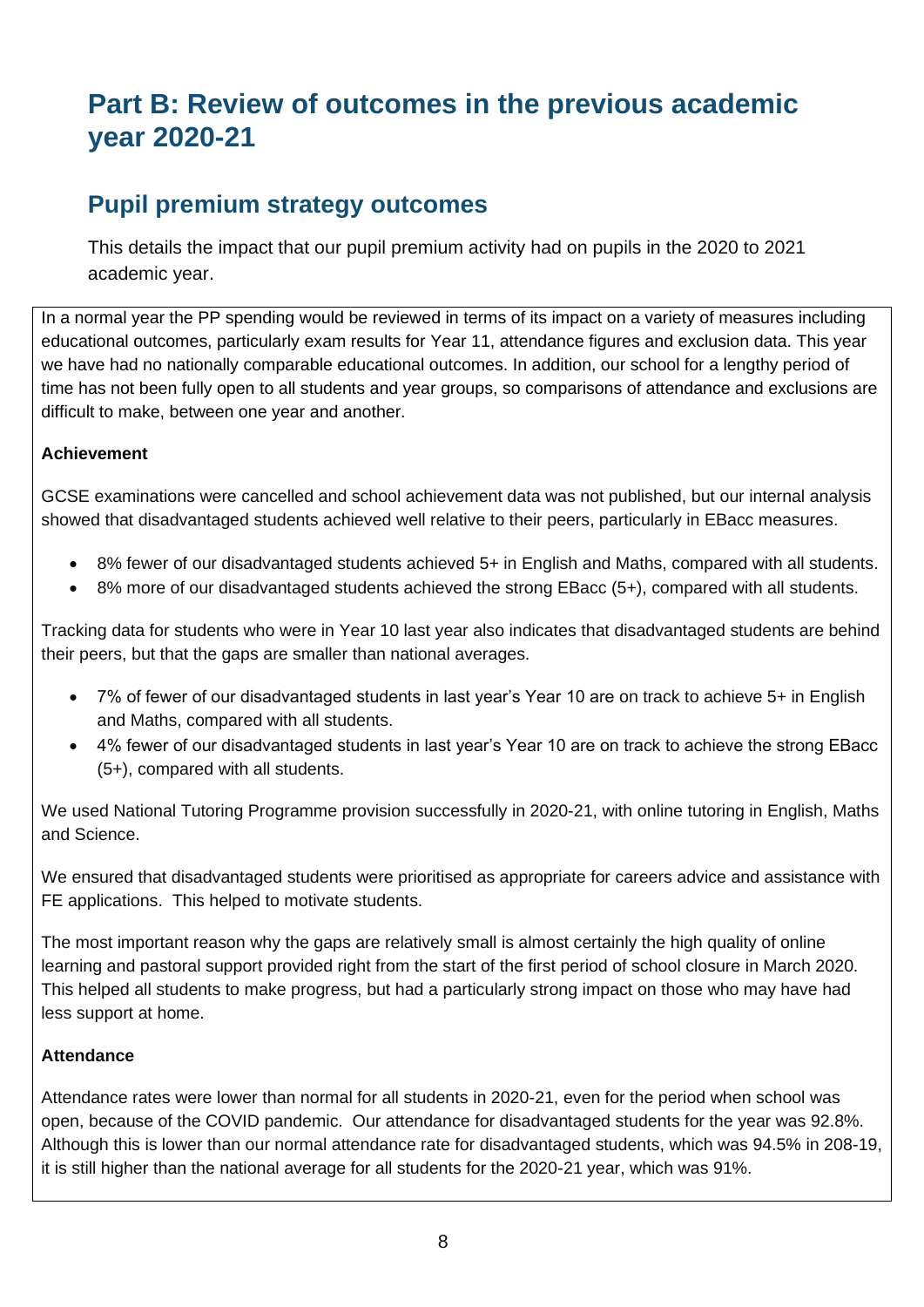# Part B: Review of outcomes in the previous academic year 2020-21

## Pupil premium strategy outcomes

This details the impact that our pupil premium activity had on pupils in the 2020 to 2021 academic year.

In a normal year the PP spending would be reviewed in terms of its impact on a variety of measures including educational outcomes, particularly exam results for Year 11, attendance figures and exclusion data. This year we have had no nationally comparable educational outcomes. In addition, our school for a lengthy period of time has not been fully open to all students and year groups, so comparisons of attendance and exclusions are difficult to make, between one year and another.

**Achievement**

GCSE examinations were cancelled and school achievement data was not published, but our internal analysis showed that disadvantaged students achieved well relative to their peers, particularly in EBacc measures.

- 8% fewer of our disadvantaged students achieved 5+ in English and Maths, compared with all students.
- 8% more of our disadvantaged students achieved the strong EBacc (5+), compared with all students.

Tracking data for students who were in Year 10 last year also indicates that disadvantaged students are behind their peers, but that the gaps are smaller than national averages.

- 7% of fewer of our disadvantaged students in last year's Year 10 are on track to achieve 5+ in English and Maths, compared with all students.
- 4% fewer of our disadvantaged students in last year's Year 10 are on track to achieve the strong EBacc (5+), compared with all students.

We used National Tutoring Programme provision successfully in 2020-21, with online tutoring in English, Maths and Science.

We ensured that disadvantaged students were prioritised as appropriate for careers advice and assistance with FE applications. This helped to motivate students.

The most important reason why the gaps are relatively small is almost certainly the high quality of online learning and pastoral support provided right from the start of the first period of school closure in March 2020. This helped all students to make progress, but had a particularly strong impact on those who may have had less support at home.

**Attendance**

Attendance rates were lower than normal for all students in 2020-21, even for the period when school was open, because of the COVID pandemic. Our attendance for disadvantaged students for the year was 92.8%. Although this is lower than our normal attendance rate for disadvantaged students, which was 94.5% in 208-19, it is still higher than the national average for all students for the 2020-21 year, which was 91%.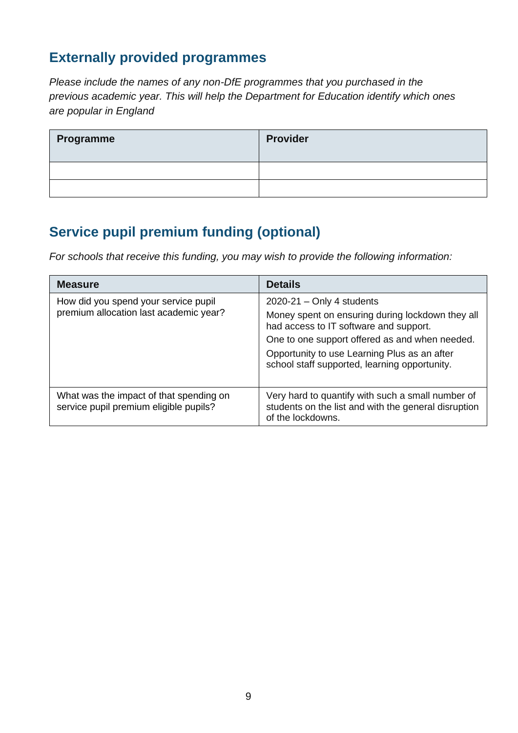## Externally provided programmes

*Please include the names of any non-DfE programmes that you purchased in the previous academic year. This will help the Department for Education identify which ones are popular in England*

| Programme | Provider |
|---|---|
| | |
| | |

## Service pupil premium funding (optional)

*For schools that receive this funding, you may wish to provide the following information:*

| Measure | Details |
|---|---|
| How did you spend your service pupil premium allocation last academic year? | 2020-21 – Only 4 students<br>Money spent on ensuring during lockdown they all had access to IT software and support.<br>One to one support offered as and when needed.<br>Opportunity to use Learning Plus as an after school staff supported, learning opportunity. |
| What was the impact of that spending on service pupil premium eligible pupils? | Very hard to quantify with such a small number of students on the list and with the general disruption of the lockdowns. |